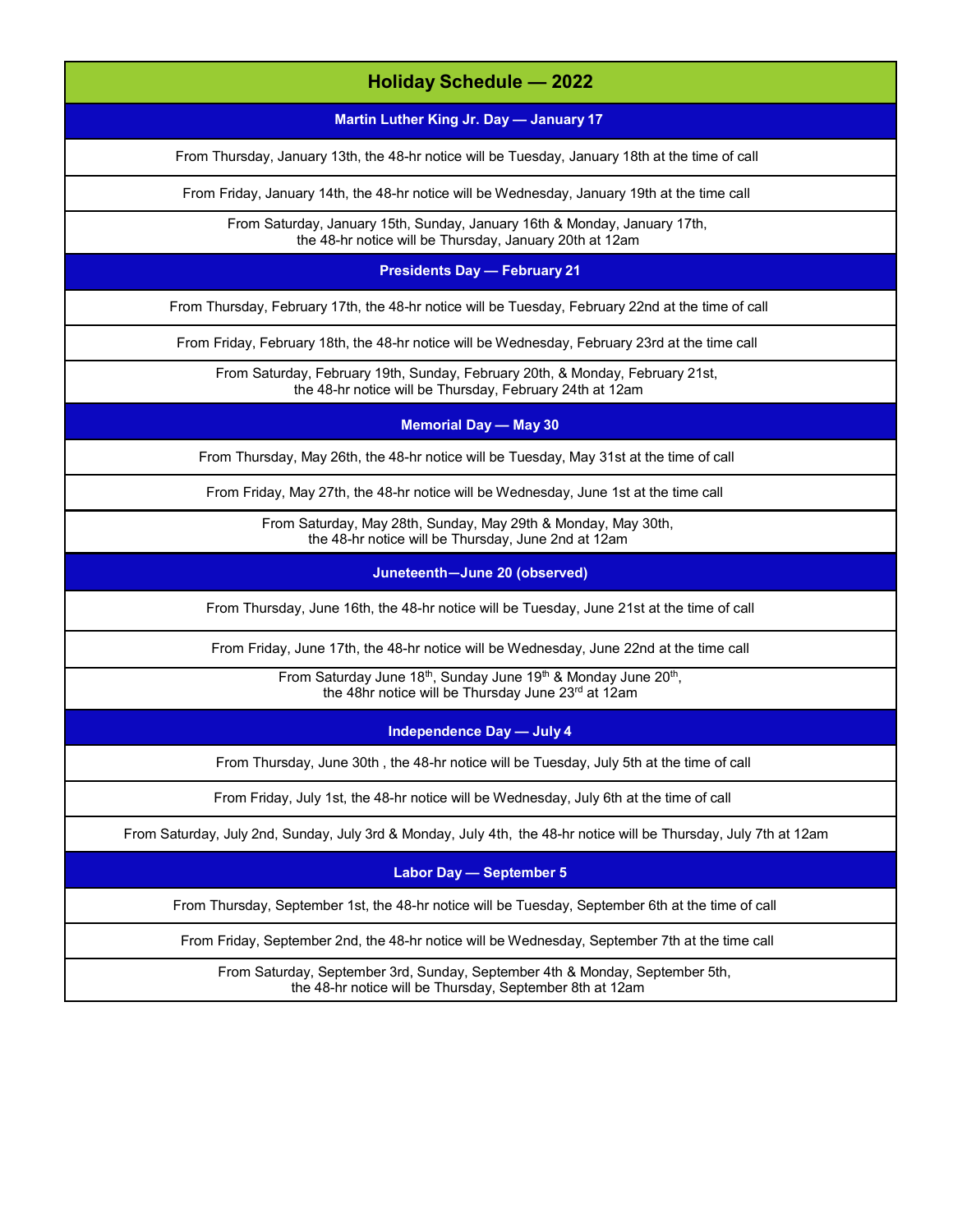# Holiday Schedule — 2022

## Martin Luther King Jr. Day — January 17

From Thursday, January 13th, the 48-hr notice will be Tuesday, January 18th at the time of call

From Friday, January 14th, the 48-hr notice will be Wednesday, January 19th at the time call

From Saturday, January 15th, Sunday, January 16th & Monday, January 17th, the 48-hr notice will be Thursday, January 20th at 12am

## Presidents Day — February 21

From Thursday, February 17th, the 48-hr notice will be Tuesday, February 22nd at the time of call

From Friday, February 18th, the 48-hr notice will be Wednesday, February 23rd at the time call

From Saturday, February 19th, Sunday, February 20th, & Monday, February 21st, the 48-hr notice will be Thursday, February 24th at 12am

## Memorial Day — May 30

From Thursday, May 26th, the 48-hr notice will be Tuesday, May 31st at the time of call

From Friday, May 27th, the 48-hr notice will be Wednesday, June 1st at the time call

From Saturday, May 28th, Sunday, May 29th & Monday, May 30th, the 48-hr notice will be Thursday, June 2nd at 12am

## Juneteenth—June 20 (observed)

From Thursday, June 16th, the 48-hr notice will be Tuesday, June 21st at the time of call

From Friday, June 17th, the 48-hr notice will be Wednesday, June 22nd at the time call

From Saturday June 18th, Sunday June 19th & Monday June 20th, the 48hr notice will be Thursday June 23rd at 12am

## Independence Day — July 4

From Thursday, June 30th , the 48-hr notice will be Tuesday, July 5th at the time of call

From Friday, July 1st, the 48-hr notice will be Wednesday, July 6th at the time of call

From Saturday, July 2nd, Sunday, July 3rd & Monday, July 4th, the 48-hr notice will be Thursday, July 7th at 12am

## Labor Day — September 5

From Thursday, September 1st, the 48-hr notice will be Tuesday, September 6th at the time of call

From Friday, September 2nd, the 48-hr notice will be Wednesday, September 7th at the time call

From Saturday, September 3rd, Sunday, September 4th & Monday, September 5th, the 48-hr notice will be Thursday, September 8th at 12am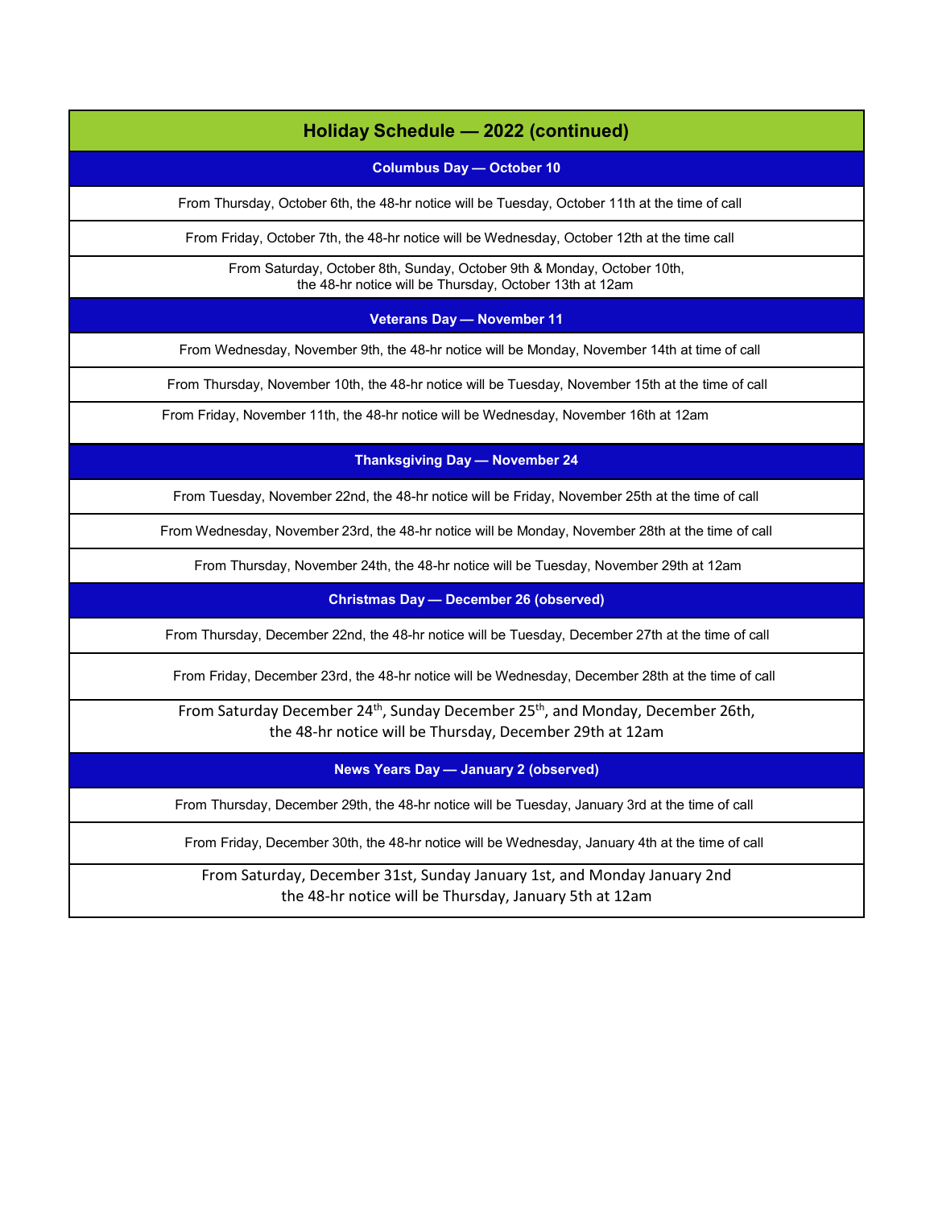## Holiday Schedule — 2022 (continued)

### Columbus Day — October 10

From Thursday, October 6th, the 48-hr notice will be Tuesday, October 11th at the time of call

From Friday, October 7th, the 48-hr notice will be Wednesday, October 12th at the time call

From Saturday, October 8th, Sunday, October 9th & Monday, October 10th, the 48-hr notice will be Thursday, October 13th at 12am

### Veterans Day — November 11

From Wednesday, November 9th, the 48-hr notice will be Monday, November 14th at time of call

From Thursday, November 10th, the 48-hr notice will be Tuesday, November 15th at the time of call

From Friday, November 11th, the 48-hr notice will be Wednesday, November 16th at 12am

### Thanksgiving Day — November 24

From Tuesday, November 22nd, the 48-hr notice will be Friday, November 25th at the time of call

From Wednesday, November 23rd, the 48-hr notice will be Monday, November 28th at the time of call

From Thursday, November 24th, the 48-hr notice will be Tuesday, November 29th at 12am

### Christmas Day — December 26 (observed)

From Thursday, December 22nd, the 48-hr notice will be Tuesday, December 27th at the time of call

From Friday, December 23rd, the 48-hr notice will be Wednesday, December 28th at the time of call

From Saturday December 24th, Sunday December 25th, and Monday, December 26th, the 48-hr notice will be Thursday, December 29th at 12am

### News Years Day — January 2 (observed)

From Thursday, December 29th, the 48-hr notice will be Tuesday, January 3rd at the time of call

From Friday, December 30th, the 48-hr notice will be Wednesday, January 4th at the time of call

From Saturday, December 31st, Sunday January 1st, and Monday January 2nd the 48-hr notice will be Thursday, January 5th at 12am